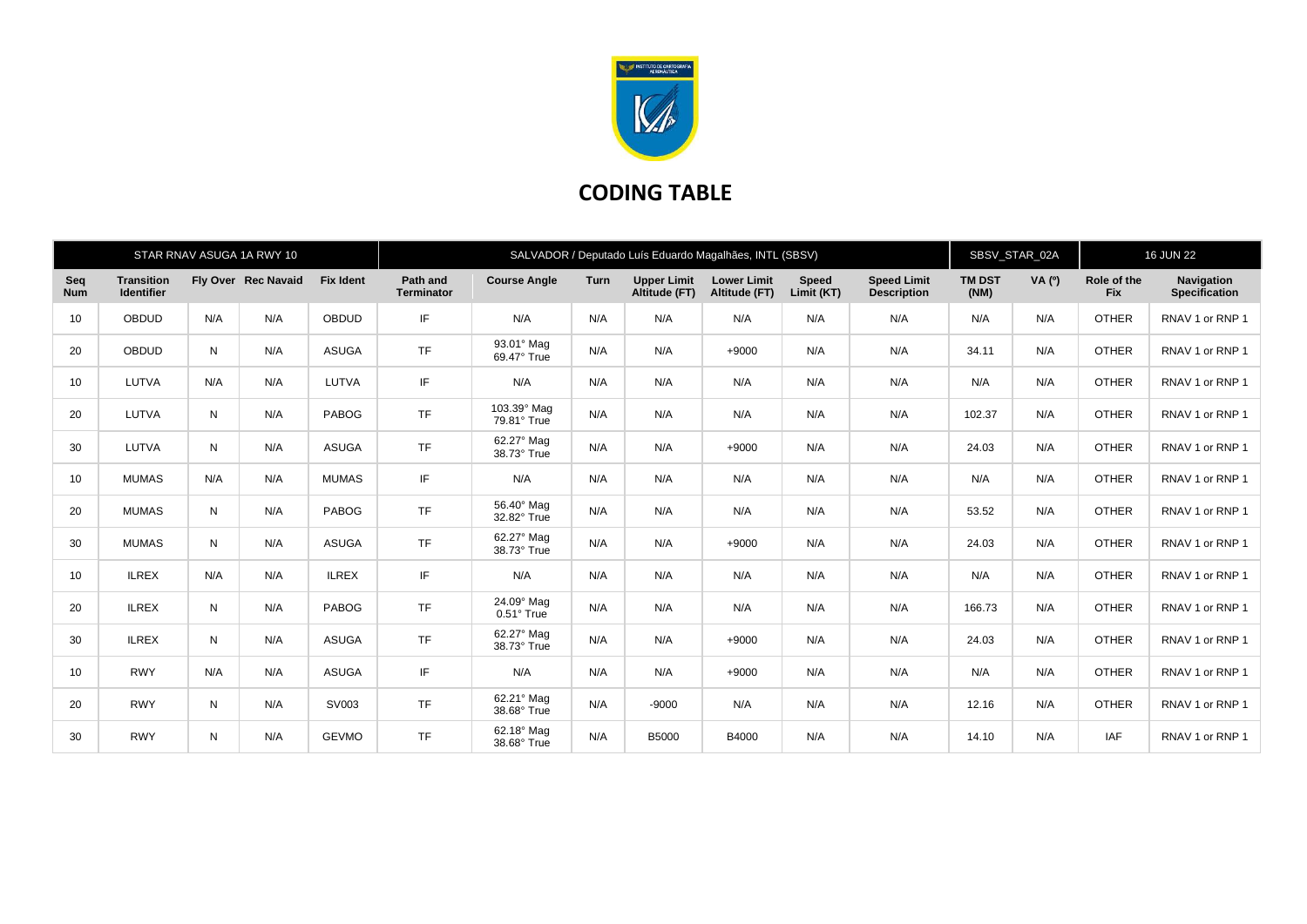# CODING TABLE

| STAR RNAV ASUGA 1A RWY 10 | | | | | SALVADOR / Deputado Luís Eduardo Magalhães, INTL (SBSV) | | | | | | | SBSV_STAR_02A | | 16 JUN 22 | |
|---|---|---|---|---|---|---|---|---|---|---|---|---|---|---|---|
| **Seq Num** | **Transition Identifier** | **Fly Over** | **Rec Navaid** | **Fix Ident** | **Path and Terminator** | **Course Angle** | **Turn** | **Upper Limit Altitude (FT)** | **Lower Limit Altitude (FT)** | **Speed Limit (KT)** | **Speed Limit Description** | **TM DST (NM)** | **VA (º)** | **Role of the Fix** | **Navigation Specification** |
| 10 | OBDUD | N/A | N/A | OBDUD | IF | N/A | N/A | N/A | N/A | N/A | N/A | N/A | N/A | OTHER | RNAV 1 or RNP 1 |
| 20 | OBDUD | N | N/A | ASUGA | TF | 93.01° Mag 69.47° True | N/A | N/A | +9000 | N/A | N/A | 34.11 | N/A | OTHER | RNAV 1 or RNP 1 |
| 10 | LUTVA | N/A | N/A | LUTVA | IF | N/A | N/A | N/A | N/A | N/A | N/A | N/A | N/A | OTHER | RNAV 1 or RNP 1 |
| 20 | LUTVA | N | N/A | PABOG | TF | 103.39° Mag 79.81° True | N/A | N/A | N/A | N/A | N/A | 102.37 | N/A | OTHER | RNAV 1 or RNP 1 |
| 30 | LUTVA | N | N/A | ASUGA | TF | 62.27° Mag 38.73° True | N/A | N/A | +9000 | N/A | N/A | 24.03 | N/A | OTHER | RNAV 1 or RNP 1 |
| 10 | MUMAS | N/A | N/A | MUMAS | IF | N/A | N/A | N/A | N/A | N/A | N/A | N/A | N/A | OTHER | RNAV 1 or RNP 1 |
| 20 | MUMAS | N | N/A | PABOG | TF | 56.40° Mag 32.82° True | N/A | N/A | N/A | N/A | N/A | 53.52 | N/A | OTHER | RNAV 1 or RNP 1 |
| 30 | MUMAS | N | N/A | ASUGA | TF | 62.27° Mag 38.73° True | N/A | N/A | +9000 | N/A | N/A | 24.03 | N/A | OTHER | RNAV 1 or RNP 1 |
| 10 | ILREX | N/A | N/A | ILREX | IF | N/A | N/A | N/A | N/A | N/A | N/A | N/A | N/A | OTHER | RNAV 1 or RNP 1 |
| 20 | ILREX | N | N/A | PABOG | TF | 24.09° Mag 0.51° True | N/A | N/A | N/A | N/A | N/A | 166.73 | N/A | OTHER | RNAV 1 or RNP 1 |
| 30 | ILREX | N | N/A | ASUGA | TF | 62.27° Mag 38.73° True | N/A | N/A | +9000 | N/A | N/A | 24.03 | N/A | OTHER | RNAV 1 or RNP 1 |
| 10 | RWY | N/A | N/A | ASUGA | IF | N/A | N/A | N/A | +9000 | N/A | N/A | N/A | N/A | OTHER | RNAV 1 or RNP 1 |
| 20 | RWY | N | N/A | SV003 | TF | 62.21° Mag 38.68° True | N/A | -9000 | N/A | N/A | N/A | 12.16 | N/A | OTHER | RNAV 1 or RNP 1 |
| 30 | RWY | N | N/A | GEVMO | TF | 62.18° Mag 38.68° True | N/A | B5000 | B4000 | N/A | N/A | 14.10 | N/A | IAF | RNAV 1 or RNP 1 |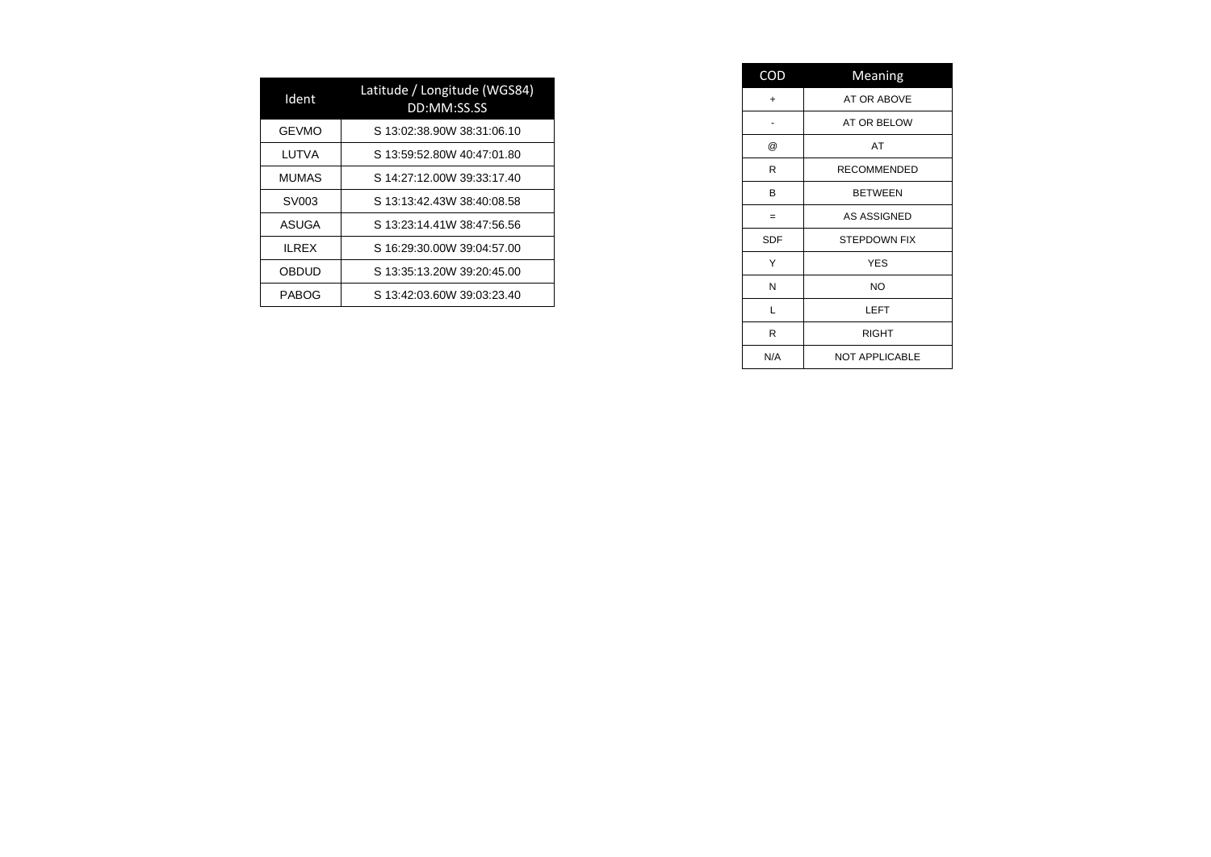| Ident | Latitude / Longitude (WGS84) DD:MM:SS.SS |
|---|---|
| GEVMO | S 13:02:38.90W 38:31:06.10 |
| LUTVA | S 13:59:52.80W 40:47:01.80 |
| MUMAS | S 14:27:12.00W 39:33:17.40 |
| SV003 | S 13:13:42.43W 38:40:08.58 |
| ASUGA | S 13:23:14.41W 38:47:56.56 |
| ILREX | S 16:29:30.00W 39:04:57.00 |
| OBDUD | S 13:35:13.20W 39:20:45.00 |
| PABOG | S 13:42:03.60W 39:03:23.40 |

| COD | Meaning |
|---|---|
| + | AT OR ABOVE |
| - | AT OR BELOW |
| @ | AT |
| R | RECOMMENDED |
| B | BETWEEN |
| = | AS ASSIGNED |
| SDF | STEPDOWN FIX |
| Y | YES |
| N | NO |
| L | LEFT |
| R | RIGHT |
| N/A | NOT APPLICABLE |